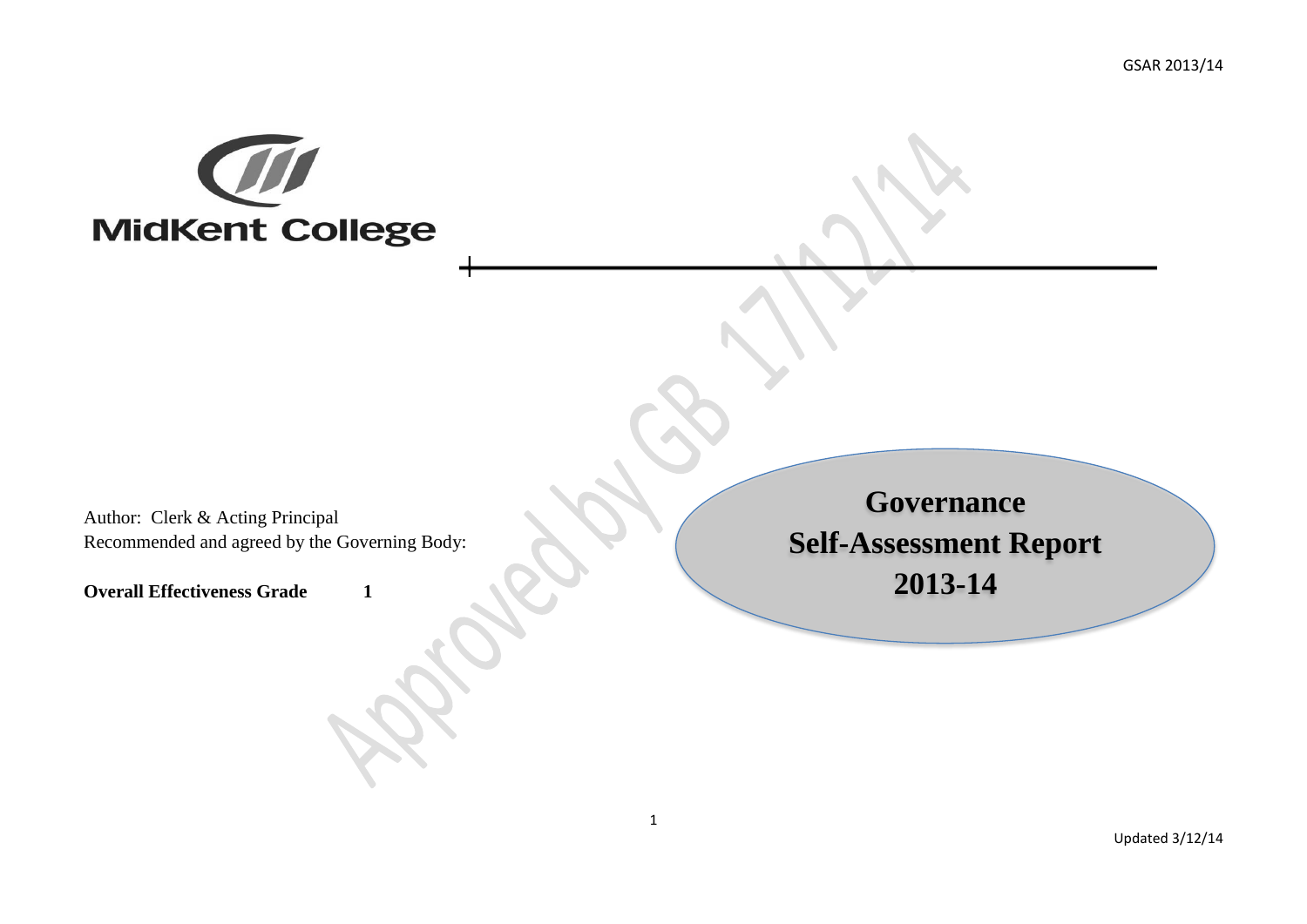MidKent College

# Governance Self-Assessment Report 2013-14

Author: Clerk & Acting Principal
Recommended and agreed by the Governing Body:

**Overall Effectiveness Grade 1**

Approved by GB 17/12/14

Updated 3/12/14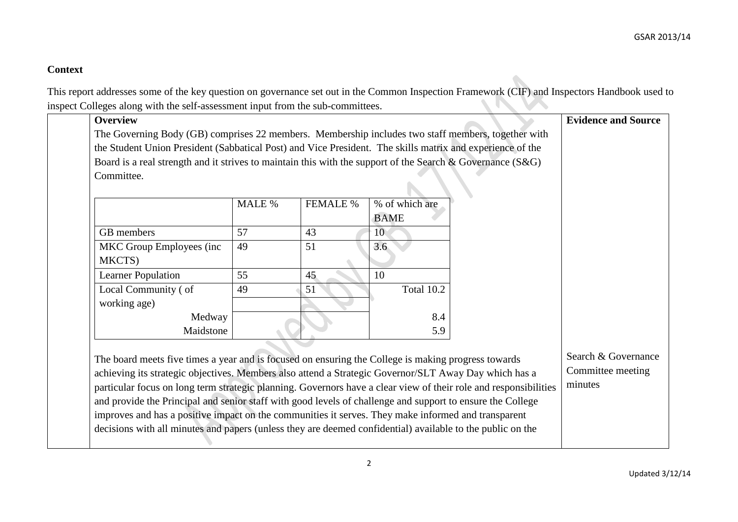## Context

This report addresses some of the key question on governance set out in the Common Inspection Framework (CIF) and Inspectors Handbook used to inspect Colleges along with the self-assessment input from the sub-committees.

| | | Evidence and Source |
|---|---|---|
| | **Overview** The Governing Body (GB) comprises 22 members. Membership includes two staff members, together with the Student Union President (Sabbatical Post) and Vice President. The skills matrix and experience of the Board is a real strength and it strives to maintain this with the support of the Search & Governance (S&G) Committee. | |
| | The board meets five times a year and is focused on ensuring the College is making progress towards achieving its strategic objectives. Members also attend a Strategic Governor/SLT Away Day which has a particular focus on long term strategic planning. Governors have a clear view of their role and responsibilities and provide the Principal and senior staff with good levels of challenge and support to ensure the College improves and has a positive impact on the communities it serves. They make informed and transparent decisions with all minutes and papers (unless they are deemed confidential) available to the public on the | Search & Governance Committee meeting minutes |

| | MALE % | FEMALE % | % of which are BAME |
|---|---|---|---|
| GB members | 57 | 43 | 10 |
| MKC Group Employees (inc MKCTS) | 49 | 51 | 3.6 |
| Learner Population | 55 | 45 | 10 |
| Local Community ( of working age) | 49 | 51 | Total 10.2 |
| Medway | | | 8.4 |
| Maidstone | | | 5.9 |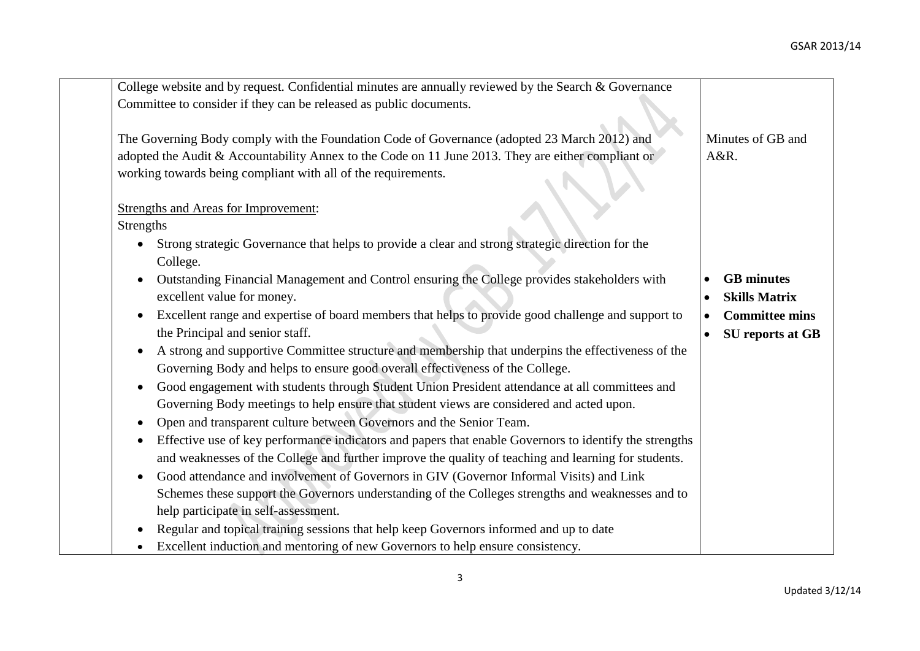| | | |
|---|---|---|
| | College website and by request. Confidential minutes are annually reviewed by the Search & Governance Committee to consider if they can be released as public documents.<br><br>The Governing Body comply with the Foundation Code of Governance (adopted 23 March 2012) and adopted the Audit & Accountability Annex to the Code on 11 June 2013. They are either compliant or working towards being compliant with all of the requirements.<br><br><u>Strengths and Areas for Improvement</u>:<br>Strengths<br>• Strong strategic Governance that helps to provide a clear and strong strategic direction for the College.<br>• Outstanding Financial Management and Control ensuring the College provides stakeholders with excellent value for money.<br>• Excellent range and expertise of board members that helps to provide good challenge and support to the Principal and senior staff.<br>• A strong and supportive Committee structure and membership that underpins the effectiveness of the Governing Body and helps to ensure good overall effectiveness of the College.<br>• Good engagement with students through Student Union President attendance at all committees and Governing Body meetings to help ensure that student views are considered and acted upon.<br>• Open and transparent culture between Governors and the Senior Team.<br>• Effective use of key performance indicators and papers that enable Governors to identify the strengths and weaknesses of the College and further improve the quality of teaching and learning for students.<br>• Good attendance and involvement of Governors in GIV (Governor Informal Visits) and Link Schemes these support the Governors understanding of the Colleges strengths and weaknesses and to help participate in self-assessment.<br>• Regular and topical training sessions that help keep Governors informed and up to date<br>• Excellent induction and mentoring of new Governors to help ensure consistency. | Minutes of GB and A&R.<br><br>• **GB minutes**<br>• **Skills Matrix**<br>• **Committee mins**<br>• **SU reports at GB** |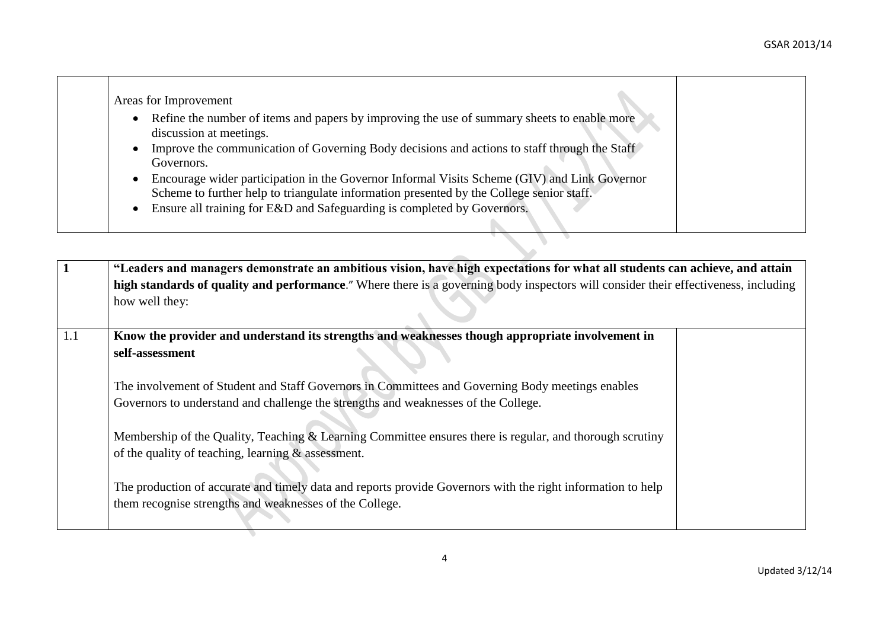| | | |
|---|---|---|
| | Areas for Improvement<br>• Refine the number of items and papers by improving the use of summary sheets to enable more discussion at meetings.<br>• Improve the communication of Governing Body decisions and actions to staff through the Staff Governors.<br>• Encourage wider participation in the Governor Informal Visits Scheme (GIV) and Link Governor Scheme to further help to triangulate information presented by the College senior staff.<br>• Ensure all training for E&D and Safeguarding is completed by Governors. | |

| | | |
|---|---|---|
| **1** | **"Leaders and managers demonstrate an ambitious vision, have high expectations for what all students can achieve, and attain high standards of quality and performance**." Where there is a governing body inspectors will consider their effectiveness, including how well they: | |
| 1.1 | **Know the provider and understand its strengths and weaknesses though appropriate involvement in self-assessment**<br><br>The involvement of Student and Staff Governors in Committees and Governing Body meetings enables Governors to understand and challenge the strengths and weaknesses of the College.<br><br>Membership of the Quality, Teaching & Learning Committee ensures there is regular, and thorough scrutiny of the quality of teaching, learning & assessment.<br><br>The production of accurate and timely data and reports provide Governors with the right information to help them recognise strengths and weaknesses of the College. | |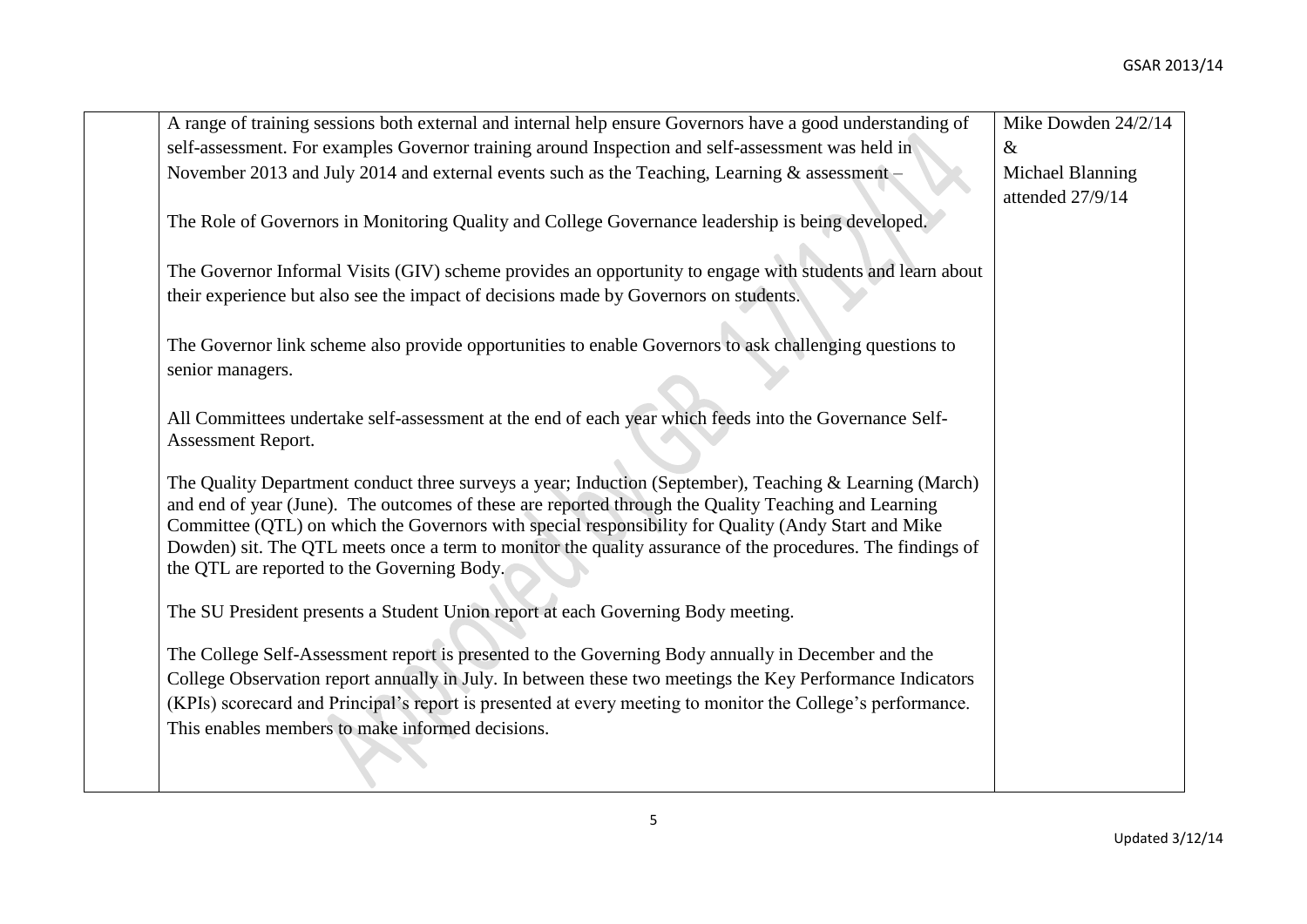| | | |
|---|---|---|
| | A range of training sessions both external and internal help ensure Governors have a good understanding of self-assessment. For examples Governor training around Inspection and self-assessment was held in November 2013 and July 2014 and external events such as the Teaching, Learning & assessment –<br><br>The Role of Governors in Monitoring Quality and College Governance leadership is being developed.<br><br>The Governor Informal Visits (GIV) scheme provides an opportunity to engage with students and learn about their experience but also see the impact of decisions made by Governors on students.<br><br>The Governor link scheme also provide opportunities to enable Governors to ask challenging questions to senior managers.<br><br>All Committees undertake self-assessment at the end of each year which feeds into the Governance Self-Assessment Report.<br><br>The Quality Department conduct three surveys a year; Induction (September), Teaching & Learning (March) and end of year (June). The outcomes of these are reported through the Quality Teaching and Learning Committee (QTL) on which the Governors with special responsibility for Quality (Andy Start and Mike Dowden) sit. The QTL meets once a term to monitor the quality assurance of the procedures. The findings of the QTL are reported to the Governing Body.<br><br>The SU President presents a Student Union report at each Governing Body meeting.<br><br>The College Self-Assessment report is presented to the Governing Body annually in December and the College Observation report annually in July. In between these two meetings the Key Performance Indicators (KPIs) scorecard and Principal's report is presented at every meeting to monitor the College's performance. This enables members to make informed decisions. | Mike Dowden 24/2/14 &<br>Michael Blanning attended 27/9/14 |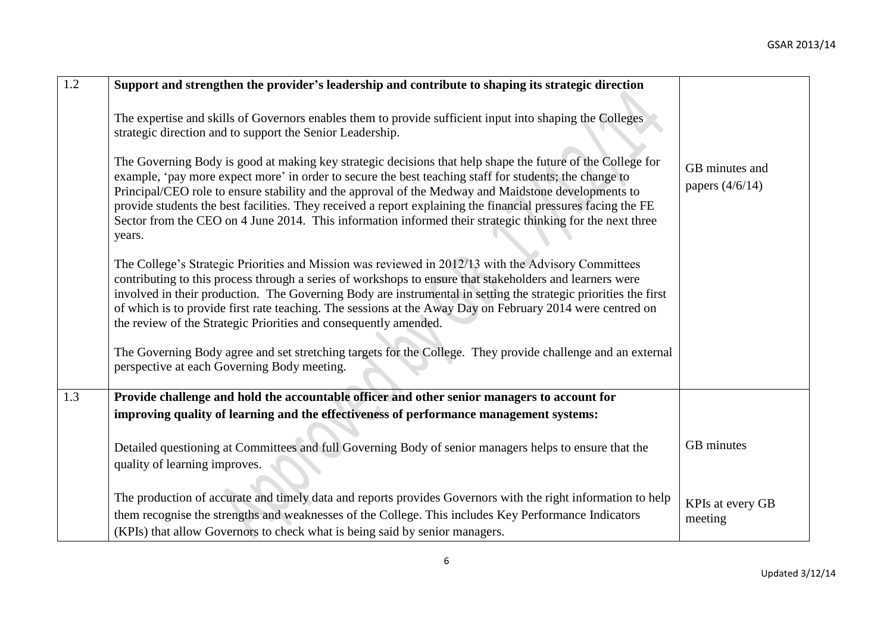| | | |
|---|---|---|
| 1.2 | **Support and strengthen the provider's leadership and contribute to shaping its strategic direction**<br><br>The expertise and skills of Governors enables them to provide sufficient input into shaping the Colleges strategic direction and to support the Senior Leadership.<br><br>The Governing Body is good at making key strategic decisions that help shape the future of the College for example, 'pay more expect more' in order to secure the best teaching staff for students; the change to Principal/CEO role to ensure stability and the approval of the Medway and Maidstone developments to provide students the best facilities. They received a report explaining the financial pressures facing the FE Sector from the CEO on 4 June 2014. This information informed their strategic thinking for the next three years.<br><br>The College's Strategic Priorities and Mission was reviewed in 2012/13 with the Advisory Committees contributing to this process through a series of workshops to ensure that stakeholders and learners were involved in their production. The Governing Body are instrumental in setting the strategic priorities the first of which is to provide first rate teaching. The sessions at the Away Day on February 2014 were centred on the review of the Strategic Priorities and consequently amended.<br><br>The Governing Body agree and set stretching targets for the College. They provide challenge and an external perspective at each Governing Body meeting. | GB minutes and papers (4/6/14) |
| 1.3 | **Provide challenge and hold the accountable officer and other senior managers to account for improving quality of learning and the effectiveness of performance management systems:**<br><br>Detailed questioning at Committees and full Governing Body of senior managers helps to ensure that the quality of learning improves.<br><br>The production of accurate and timely data and reports provides Governors with the right information to help them recognise the strengths and weaknesses of the College. This includes Key Performance Indicators (KPIs) that allow Governors to check what is being said by senior managers. | GB minutes<br><br>KPIs at every GB meeting |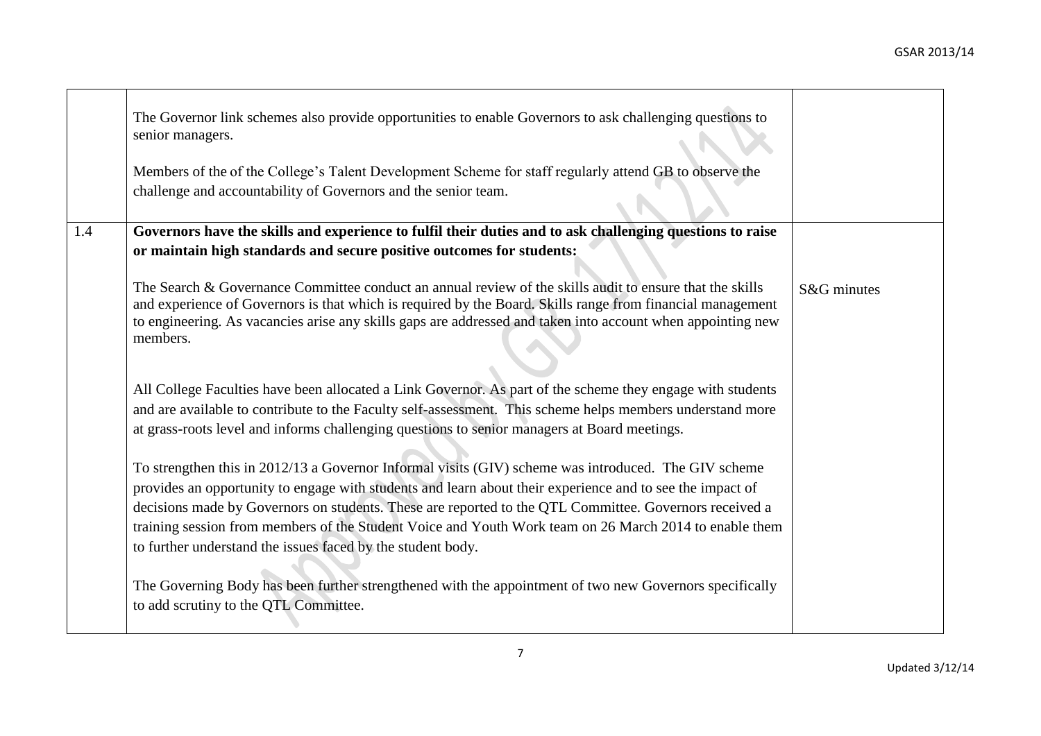| | | |
|---|---|---|
| | The Governor link schemes also provide opportunities to enable Governors to ask challenging questions to senior managers.<br><br>Members of the of the College's Talent Development Scheme for staff regularly attend GB to observe the challenge and accountability of Governors and the senior team. | |
| 1.4 | **Governors have the skills and experience to fulfil their duties and to ask challenging questions to raise or maintain high standards and secure positive outcomes for students:**<br><br>The Search & Governance Committee conduct an annual review of the skills audit to ensure that the skills and experience of Governors is that which is required by the Board. Skills range from financial management to engineering. As vacancies arise any skills gaps are addressed and taken into account when appointing new members.<br><br>All College Faculties have been allocated a Link Governor. As part of the scheme they engage with students and are available to contribute to the Faculty self-assessment. This scheme helps members understand more at grass-roots level and informs challenging questions to senior managers at Board meetings.<br><br>To strengthen this in 2012/13 a Governor Informal visits (GIV) scheme was introduced. The GIV scheme provides an opportunity to engage with students and learn about their experience and to see the impact of decisions made by Governors on students. These are reported to the QTL Committee. Governors received a training session from members of the Student Voice and Youth Work team on 26 March 2014 to enable them to further understand the issues faced by the student body.<br><br>The Governing Body has been further strengthened with the appointment of two new Governors specifically to add scrutiny to the QTL Committee. | S&G minutes |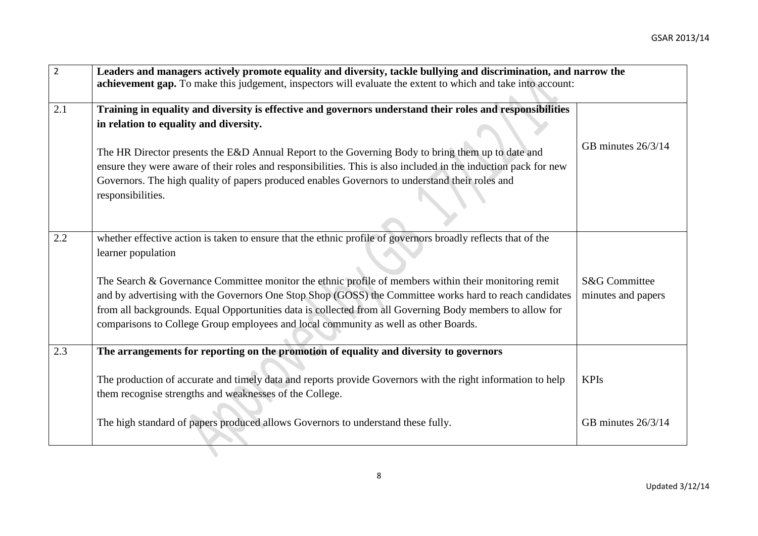| | | |
|---|---|---|
| 2 | **Leaders and managers actively promote equality and diversity, tackle bullying and discrimination, and narrow the achievement gap.** To make this judgement, inspectors will evaluate the extent to which and take into account: | |
| 2.1 | **Training in equality and diversity is effective and governors understand their roles and responsibilities in relation to equality and diversity.**<br><br>The HR Director presents the E&D Annual Report to the Governing Body to bring them up to date and ensure they were aware of their roles and responsibilities. This is also included in the induction pack for new Governors. The high quality of papers produced enables Governors to understand their roles and responsibilities. | GB minutes 26/3/14 |
| 2.2 | whether effective action is taken to ensure that the ethnic profile of governors broadly reflects that of the learner population<br><br>The Search & Governance Committee monitor the ethnic profile of members within their monitoring remit and by advertising with the Governors One Stop Shop (GOSS) the Committee works hard to reach candidates from all backgrounds. Equal Opportunities data is collected from all Governing Body members to allow for comparisons to College Group employees and local community as well as other Boards. | S&G Committee minutes and papers |
| 2.3 | **The arrangements for reporting on the promotion of equality and diversity to governors**<br><br>The production of accurate and timely data and reports provide Governors with the right information to help them recognise strengths and weaknesses of the College.<br><br>The high standard of papers produced allows Governors to understand these fully. | KPIs<br><br>GB minutes 26/3/14 |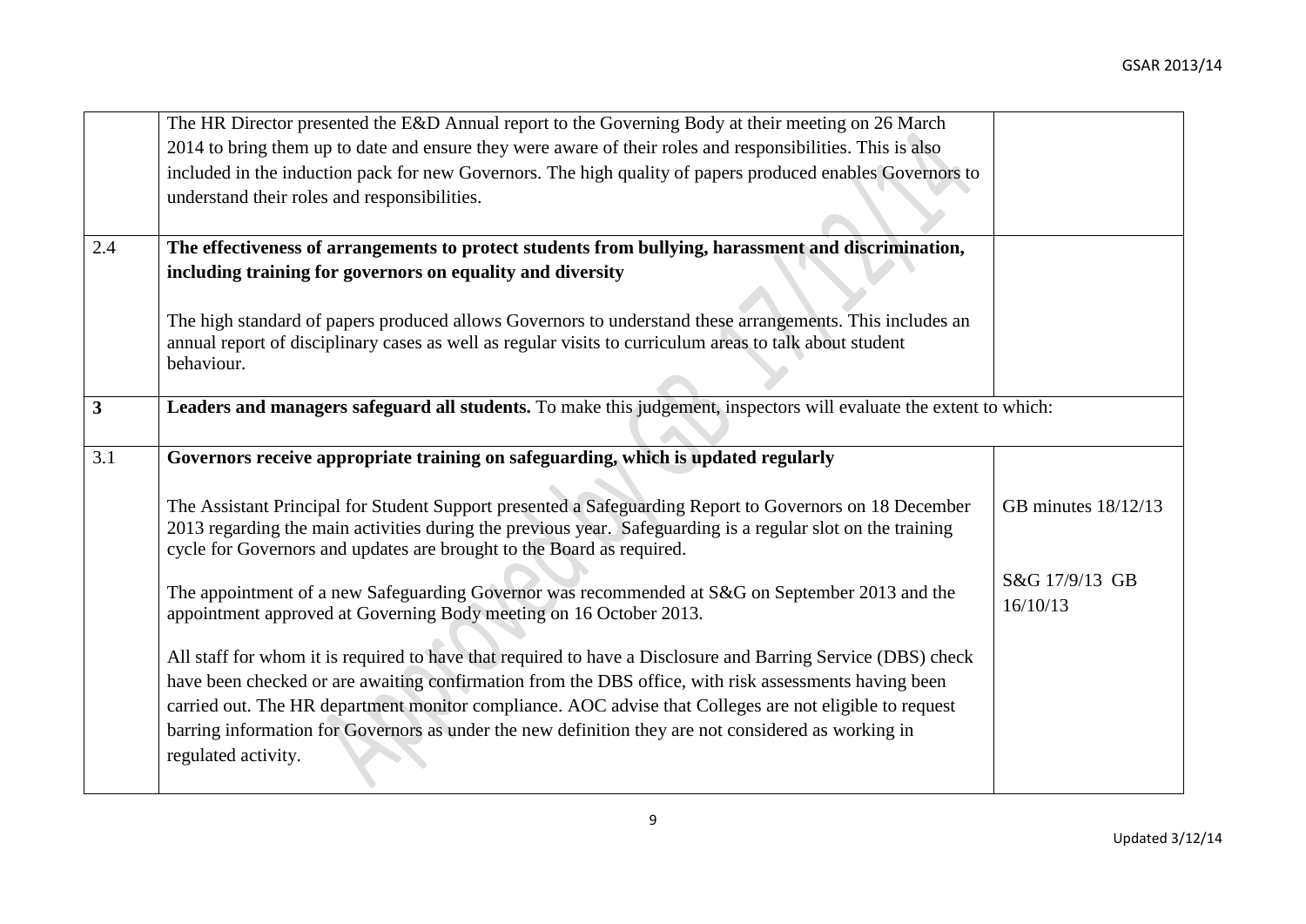| | | |
|---|---|---|
| | The HR Director presented the E&D Annual report to the Governing Body at their meeting on 26 March 2014 to bring them up to date and ensure they were aware of their roles and responsibilities. This is also included in the induction pack for new Governors. The high quality of papers produced enables Governors to understand their roles and responsibilities. | |
| 2.4 | **The effectiveness of arrangements to protect students from bullying, harassment and discrimination, including training for governors on equality and diversity**<br><br>The high standard of papers produced allows Governors to understand these arrangements. This includes an annual report of disciplinary cases as well as regular visits to curriculum areas to talk about student behaviour. | |
| **3** | **Leaders and managers safeguard all students.** To make this judgement, inspectors will evaluate the extent to which: | |
| 3.1 | **Governors receive appropriate training on safeguarding, which is updated regularly**<br><br>The Assistant Principal for Student Support presented a Safeguarding Report to Governors on 18 December 2013 regarding the main activities during the previous year. Safeguarding is a regular slot on the training cycle for Governors and updates are brought to the Board as required.<br><br>The appointment of a new Safeguarding Governor was recommended at S&G on September 2013 and the appointment approved at Governing Body meeting on 16 October 2013.<br><br>All staff for whom it is required to have that required to have a Disclosure and Barring Service (DBS) check have been checked or are awaiting confirmation from the DBS office, with risk assessments having been carried out. The HR department monitor compliance. AOC advise that Colleges are not eligible to request barring information for Governors as under the new definition they are not considered as working in regulated activity. | GB minutes 18/12/13<br><br>S&G 17/9/13 GB 16/10/13 |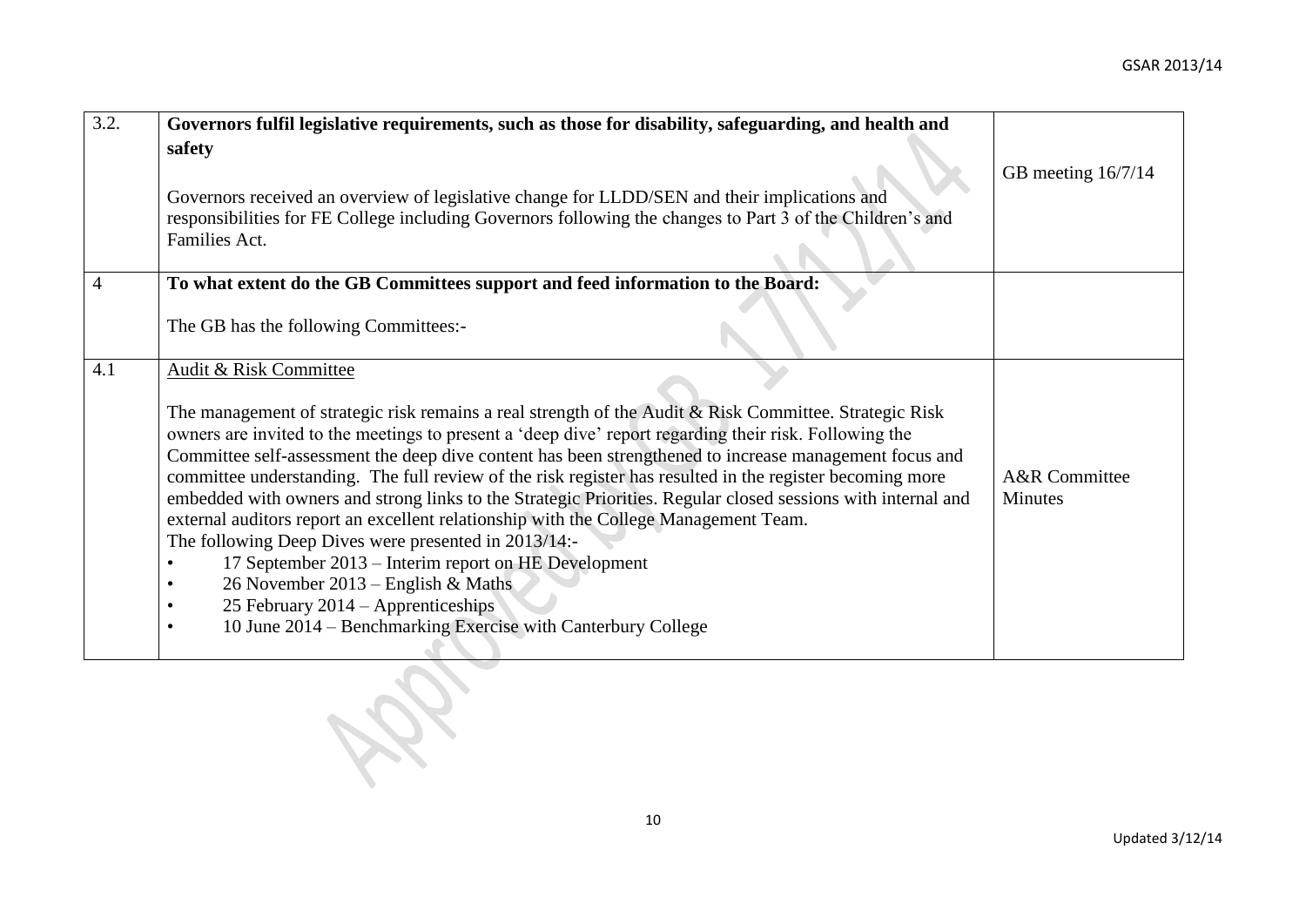| | | |
|---|---|---|
| 3.2. | **Governors fulfil legislative requirements, such as those for disability, safeguarding, and health and safety**<br><br>Governors received an overview of legislative change for LLDD/SEN and their implications and responsibilities for FE College including Governors following the changes to Part 3 of the Children's and Families Act. | GB meeting 16/7/14 |
| 4 | **To what extent do the GB Committees support and feed information to the Board:**<br><br>The GB has the following Committees:- | |
| 4.1 | Audit & Risk Committee<br><br>The management of strategic risk remains a real strength of the Audit & Risk Committee. Strategic Risk owners are invited to the meetings to present a 'deep dive' report regarding their risk. Following the Committee self-assessment the deep dive content has been strengthened to increase management focus and committee understanding. The full review of the risk register has resulted in the register becoming more embedded with owners and strong links to the Strategic Priorities. Regular closed sessions with internal and external auditors report an excellent relationship with the College Management Team.<br>The following Deep Dives were presented in 2013/14:-<br>• 17 September 2013 – Interim report on HE Development<br>• 26 November 2013 – English & Maths<br>• 25 February 2014 – Apprenticeships<br>• 10 June 2014 – Benchmarking Exercise with Canterbury College | A&R Committee Minutes |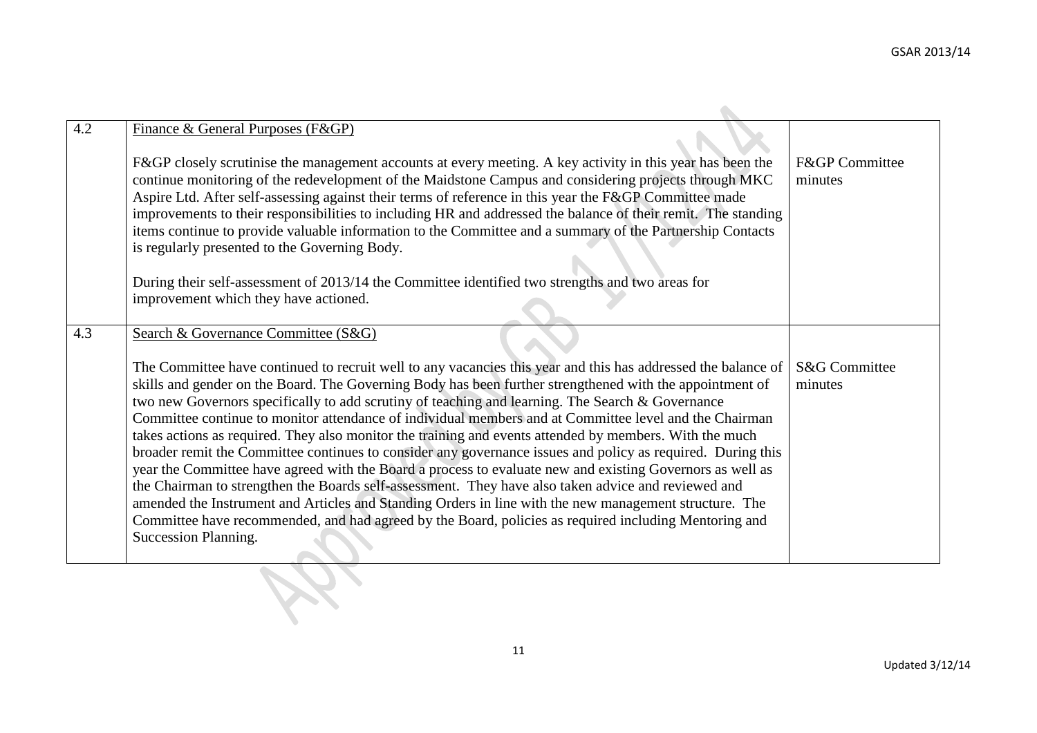| | | |
|---|---|---|
| 4.2 | Finance & General Purposes (F&GP)<br><br>F&GP closely scrutinise the management accounts at every meeting. A key activity in this year has been the continue monitoring of the redevelopment of the Maidstone Campus and considering projects through MKC Aspire Ltd. After self-assessing against their terms of reference in this year the F&GP Committee made improvements to their responsibilities to including HR and addressed the balance of their remit. The standing items continue to provide valuable information to the Committee and a summary of the Partnership Contacts is regularly presented to the Governing Body.<br><br>During their self-assessment of 2013/14 the Committee identified two strengths and two areas for improvement which they have actioned. | F&GP Committee minutes |
| 4.3 | Search & Governance Committee (S&G)<br><br>The Committee have continued to recruit well to any vacancies this year and this has addressed the balance of skills and gender on the Board. The Governing Body has been further strengthened with the appointment of two new Governors specifically to add scrutiny of teaching and learning. The Search & Governance Committee continue to monitor attendance of individual members and at Committee level and the Chairman takes actions as required. They also monitor the training and events attended by members. With the much broader remit the Committee continues to consider any governance issues and policy as required. During this year the Committee have agreed with the Board a process to evaluate new and existing Governors as well as the Chairman to strengthen the Boards self-assessment. They have also taken advice and reviewed and amended the Instrument and Articles and Standing Orders in line with the new management structure. The Committee have recommended, and had agreed by the Board, policies as required including Mentoring and Succession Planning. | S&G Committee minutes |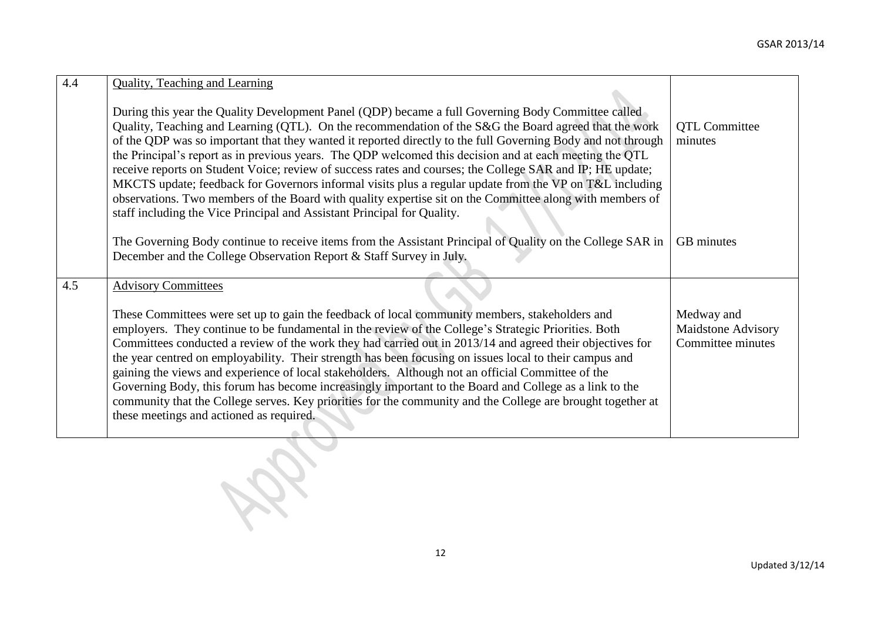| | | |
|---|---|---|
| 4.4 | <u>Quality, Teaching and Learning</u><br><br>During this year the Quality Development Panel (QDP) became a full Governing Body Committee called Quality, Teaching and Learning (QTL). On the recommendation of the S&G the Board agreed that the work of the QDP was so important that they wanted it reported directly to the full Governing Body and not through the Principal's report as in previous years. The QDP welcomed this decision and at each meeting the QTL receive reports on Student Voice; review of success rates and courses; the College SAR and IP; HE update; MKCTS update; feedback for Governors informal visits plus a regular update from the VP on T&L including observations. Two members of the Board with quality expertise sit on the Committee along with members of staff including the Vice Principal and Assistant Principal for Quality.<br><br>The Governing Body continue to receive items from the Assistant Principal of Quality on the College SAR in December and the College Observation Report & Staff Survey in July. | QTL Committee minutes<br><br>GB minutes |
| 4.5 | <u>Advisory Committees</u><br><br>These Committees were set up to gain the feedback of local community members, stakeholders and employers. They continue to be fundamental in the review of the College's Strategic Priorities. Both Committees conducted a review of the work they had carried out in 2013/14 and agreed their objectives for the year centred on employability. Their strength has been focusing on issues local to their campus and gaining the views and experience of local stakeholders. Although not an official Committee of the Governing Body, this forum has become increasingly important to the Board and College as a link to the community that the College serves. Key priorities for the community and the College are brought together at these meetings and actioned as required. | Medway and Maidstone Advisory Committee minutes |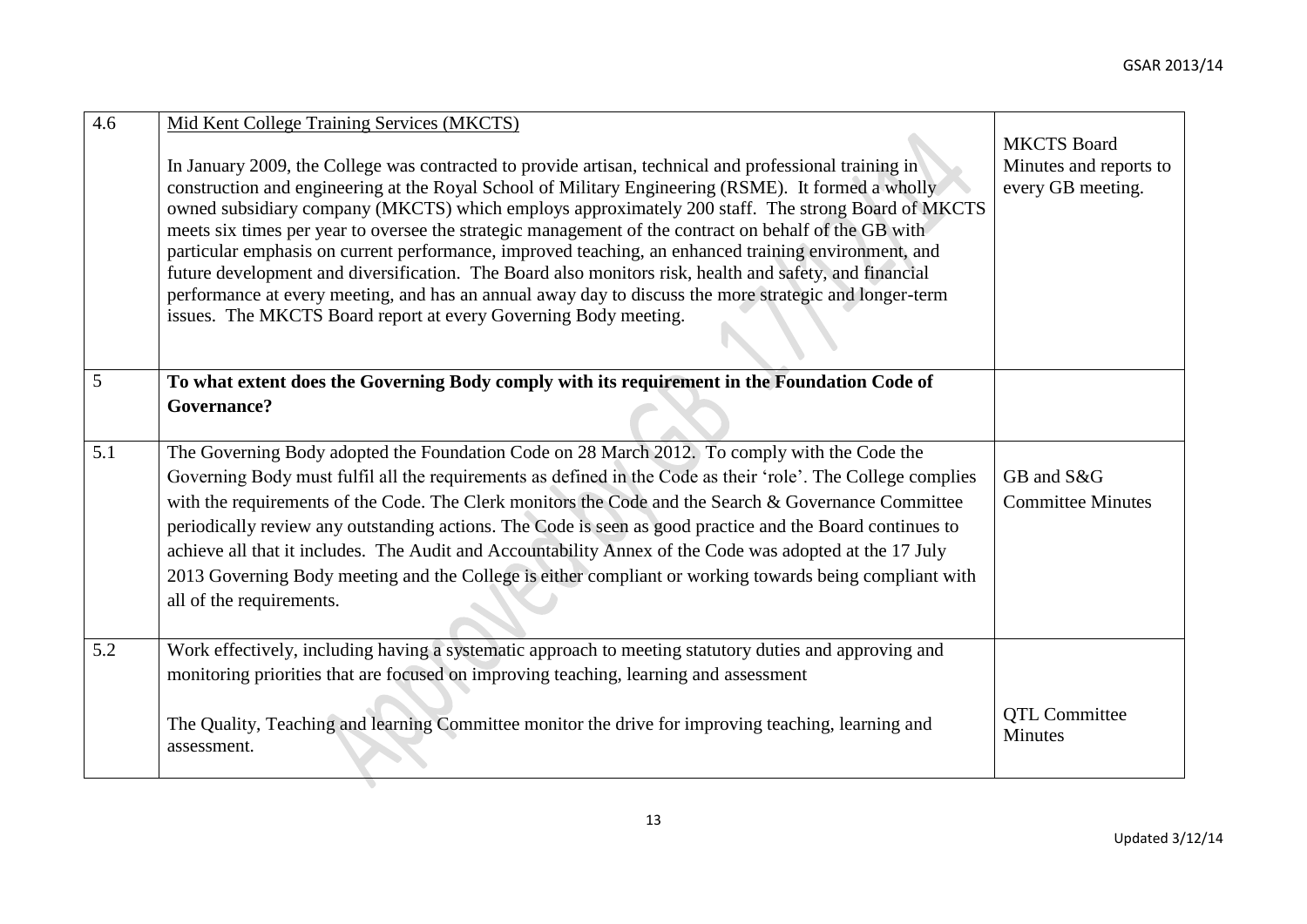| 4.6 | <u>Mid Kent College Training Services (MKCTS)</u><br><br>In January 2009, the College was contracted to provide artisan, technical and professional training in construction and engineering at the Royal School of Military Engineering (RSME). It formed a wholly owned subsidiary company (MKCTS) which employs approximately 200 staff. The strong Board of MKCTS meets six times per year to oversee the strategic management of the contract on behalf of the GB with particular emphasis on current performance, improved teaching, an enhanced training environment, and future development and diversification. The Board also monitors risk, health and safety, and financial performance at every meeting, and has an annual away day to discuss the more strategic and longer-term issues. The MKCTS Board report at every Governing Body meeting. | MKCTS Board Minutes and reports to every GB meeting. |
|---|---|---|
| 5 | **To what extent does the Governing Body comply with its requirement in the Foundation Code of Governance?** | |
| 5.1 | The Governing Body adopted the Foundation Code on 28 March 2012. To comply with the Code the Governing Body must fulfil all the requirements as defined in the Code as their 'role'. The College complies with the requirements of the Code. The Clerk monitors the Code and the Search & Governance Committee periodically review any outstanding actions. The Code is seen as good practice and the Board continues to achieve all that it includes. The Audit and Accountability Annex of the Code was adopted at the 17 July 2013 Governing Body meeting and the College is either compliant or working towards being compliant with all of the requirements. | GB and S&G Committee Minutes |
| 5.2 | Work effectively, including having a systematic approach to meeting statutory duties and approving and monitoring priorities that are focused on improving teaching, learning and assessment<br><br>The Quality, Teaching and learning Committee monitor the drive for improving teaching, learning and assessment. | QTL Committee Minutes |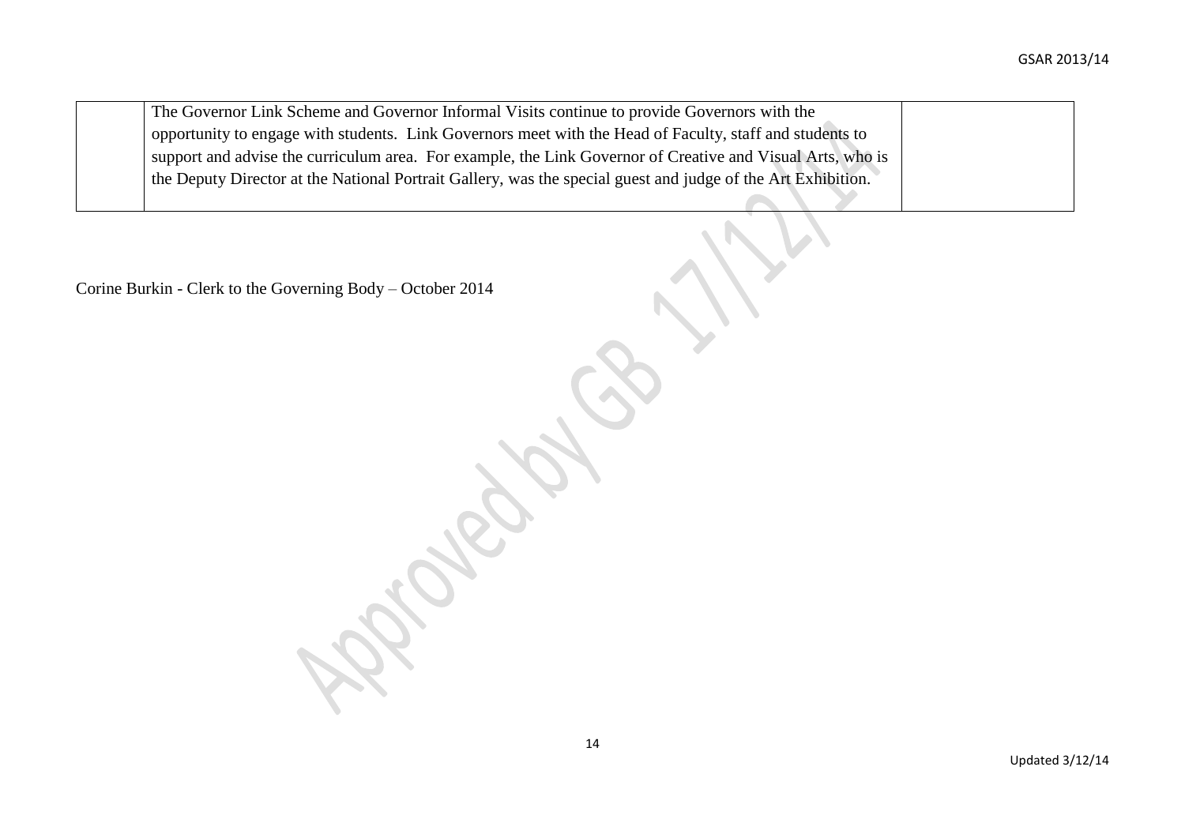| | | |
|---|---|---|
| | The Governor Link Scheme and Governor Informal Visits continue to provide Governors with the opportunity to engage with students. Link Governors meet with the Head of Faculty, staff and students to support and advise the curriculum area. For example, the Link Governor of Creative and Visual Arts, who is the Deputy Director at the National Portrait Gallery, was the special guest and judge of the Art Exhibition. | |

Corine Burkin - Clerk to the Governing Body – October 2014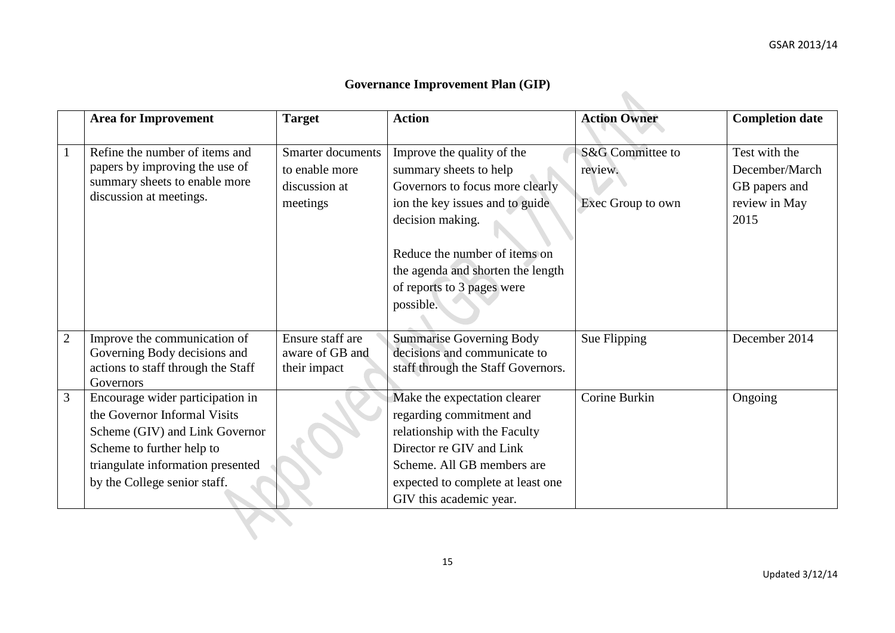# Governance Improvement Plan (GIP)

| | Area for Improvement | Target | Action | Action Owner | Completion date |
|---|---|---|---|---|---|
| 1 | Refine the number of items and papers by improving the use of summary sheets to enable more discussion at meetings. | Smarter documents to enable more discussion at meetings | Improve the quality of the summary sheets to help Governors to focus more clearly ion the key issues and to guide decision making.<br><br>Reduce the number of items on the agenda and shorten the length of reports to 3 pages were possible. | S&G Committee to review.<br><br>Exec Group to own | Test with the December/March GB papers and review in May 2015 |
| 2 | Improve the communication of Governing Body decisions and actions to staff through the Staff Governors | Ensure staff are aware of GB and their impact | Summarise Governing Body decisions and communicate to staff through the Staff Governors. | Sue Flipping | December 2014 |
| 3 | Encourage wider participation in the Governor Informal Visits Scheme (GIV) and Link Governor Scheme to further help to triangulate information presented by the College senior staff. | | Make the expectation clearer regarding commitment and relationship with the Faculty Director re GIV and Link Scheme. All GB members are expected to complete at least one GIV this academic year. | Corine Burkin | Ongoing |

Approved by GB 17/12/14